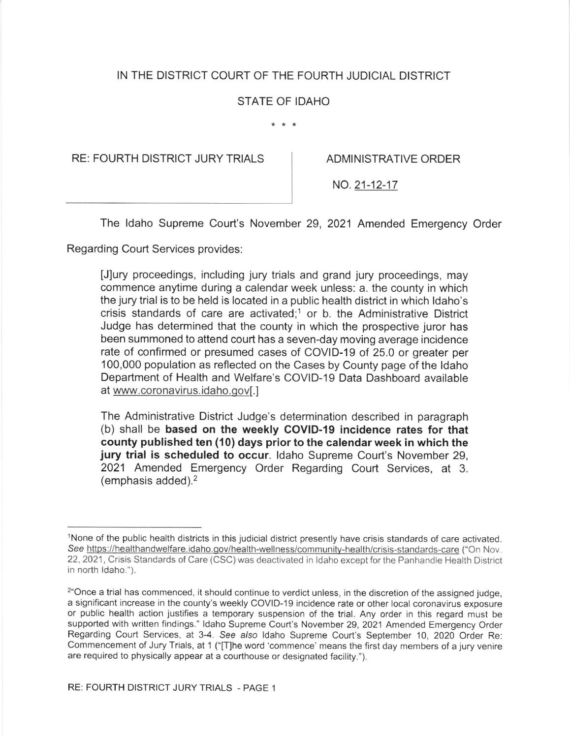IN THE DISTRICT COURT OF THE FOURTH JUDICIAL DISTRICT

STATE OF IDAHO

\* \* \*

| RE: FOURTH DISTRICT JURY TRIALS | ADMINISTRATIVE ORDER NO. 21-12-17 |
|---|---|

The Idaho Supreme Court's November 29, 2021 Amended Emergency Order Regarding Court Services provides:

> [J]ury proceedings, including jury trials and grand jury proceedings, may commence anytime during a calendar week unless: a. the county in which the jury trial is to be held is located in a public health district in which Idaho's crisis standards of care are activated;[1] or b. the Administrative District Judge has determined that the county in which the prospective juror has been summoned to attend court has a seven-day moving average incidence rate of confirmed or presumed cases of COVID-19 of 25.0 or greater per 100,000 population as reflected on the Cases by County page of the Idaho Department of Health and Welfare's COVID-19 Data Dashboard available at www.coronavirus.idaho.gov[.]
>
> The Administrative District Judge's determination described in paragraph (b) shall be **based on the weekly COVID-19 incidence rates for that county published ten (10) days prior to the calendar week in which the jury trial is scheduled to occur**. Idaho Supreme Court's November 29, 2021 Amended Emergency Order Regarding Court Services, at 3. (emphasis added).[2]

---

[1]None of the public health districts in this judicial district presently have crisis standards of care activated. *See* https://healthandwelfare.idaho.gov/health-wellness/community-health/crisis-standards-care ("On Nov. 22, 2021, Crisis Standards of Care (CSC) was deactivated in Idaho except for the Panhandle Health District in north Idaho.").

[2]"Once a trial has commenced, it should continue to verdict unless, in the discretion of the assigned judge, a significant increase in the county's weekly COVID-19 incidence rate or other local coronavirus exposure or public health action justifies a temporary suspension of the trial. Any order in this regard must be supported with written findings." Idaho Supreme Court's November 29, 2021 Amended Emergency Order Regarding Court Services, at 3-4. *See also* Idaho Supreme Court's September 10, 2020 Order Re: Commencement of Jury Trials, at 1 ("[T]he word 'commence' means the first day members of a jury venire are required to physically appear at a courthouse or designated facility.").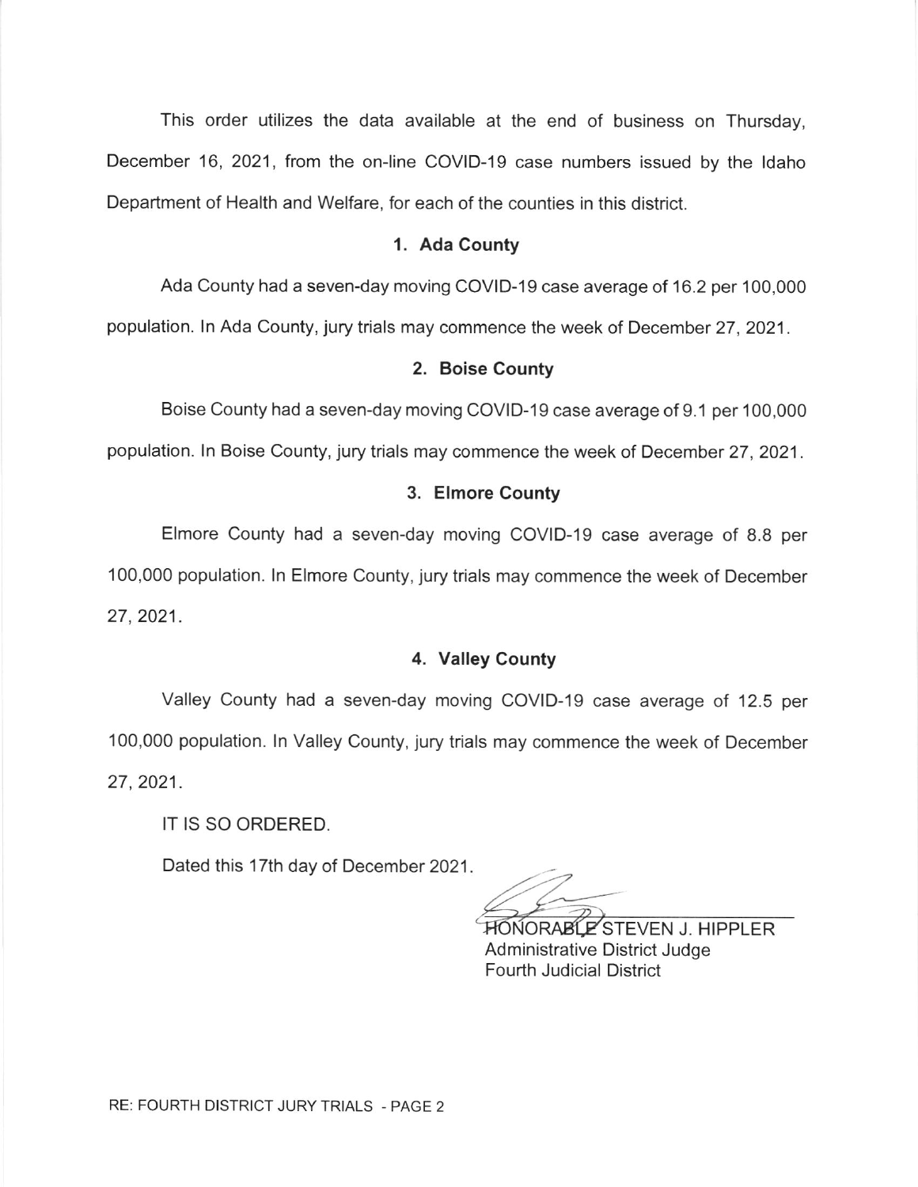This order utilizes the data available at the end of business on Thursday, December 16, 2021, from the on-line COVID-19 case numbers issued by the Idaho Department of Health and Welfare, for each of the counties in this district.

### 1. Ada County

Ada County had a seven-day moving COVID-19 case average of 16.2 per 100,000 population. In Ada County, jury trials may commence the week of December 27, 2021.

### 2. Boise County

Boise County had a seven-day moving COVID-19 case average of 9.1 per 100,000 population. In Boise County, jury trials may commence the week of December 27, 2021.

### 3. Elmore County

Elmore County had a seven-day moving COVID-19 case average of 8.8 per 100,000 population. In Elmore County, jury trials may commence the week of December 27, 2021.

### 4. Valley County

Valley County had a seven-day moving COVID-19 case average of 12.5 per 100,000 population. In Valley County, jury trials may commence the week of December 27, 2021.

IT IS SO ORDERED.

Dated this 17th day of December 2021.

HONORABLE STEVEN J. HIPPLER
Administrative District Judge
Fourth Judicial District

RE: FOURTH DISTRICT JURY TRIALS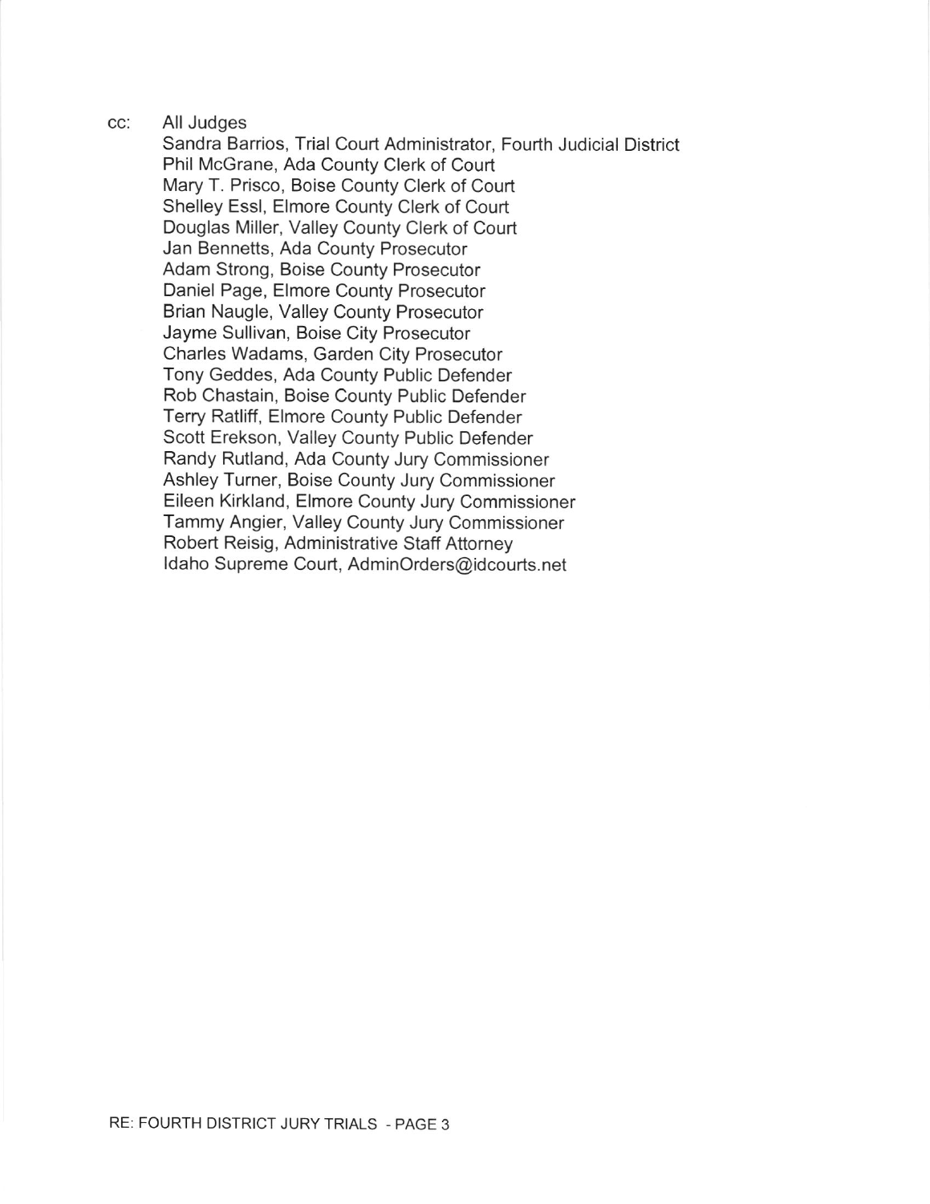cc: All Judges
Sandra Barrios, Trial Court Administrator, Fourth Judicial District
Phil McGrane, Ada County Clerk of Court
Mary T. Prisco, Boise County Clerk of Court
Shelley Essl, Elmore County Clerk of Court
Douglas Miller, Valley County Clerk of Court
Jan Bennetts, Ada County Prosecutor
Adam Strong, Boise County Prosecutor
Daniel Page, Elmore County Prosecutor
Brian Naugle, Valley County Prosecutor
Jayme Sullivan, Boise City Prosecutor
Charles Wadams, Garden City Prosecutor
Tony Geddes, Ada County Public Defender
Rob Chastain, Boise County Public Defender
Terry Ratliff, Elmore County Public Defender
Scott Erekson, Valley County Public Defender
Randy Rutland, Ada County Jury Commissioner
Ashley Turner, Boise County Jury Commissioner
Eileen Kirkland, Elmore County Jury Commissioner
Tammy Angier, Valley County Jury Commissioner
Robert Reisig, Administrative Staff Attorney
Idaho Supreme Court, AdminOrders@idcourts.net

RE: FOURTH DISTRICT JURY TRIALS - PAGE 3